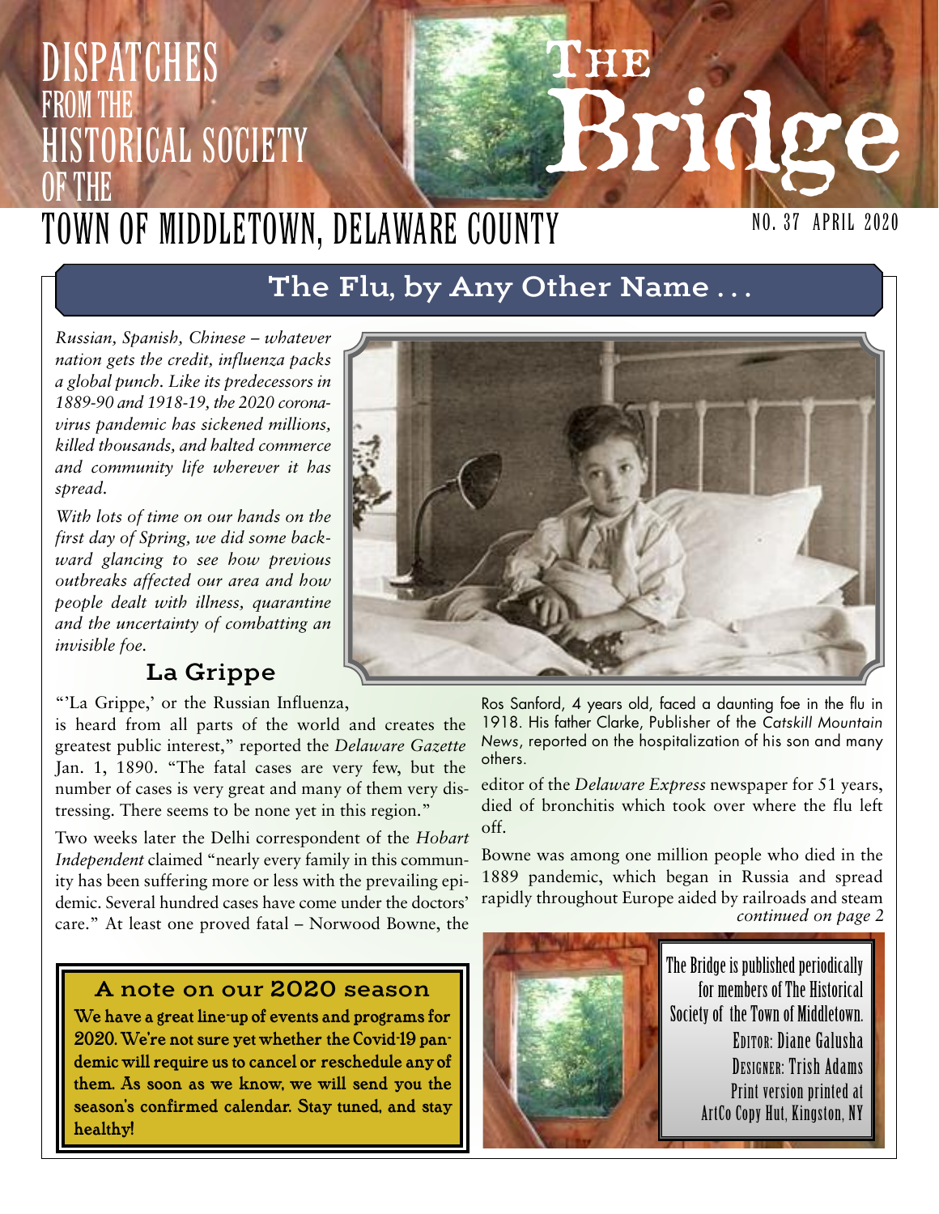# DISPATCHES FROM THE HISTORICAL SOCIETY OF THE TOWN OF MIDDLETOWN, DELAWARE COUNTY

# The Bridge

NO. 37 APRIL 2020

## The Flu, by Any Other Name . . .

*Russian, Spanish, Chinese – whatever nation gets the credit, influenza packs a global punch. Like its predecessors in 1889-90 and 1918-19, the 2020 coronavirus pandemic has sickened millions, killed thousands, and halted commerce and community life wherever it has spread.*

*With lots of time on our hands on the first day of Spring, we did some backward glancing to see how previous outbreaks affected our area and how people dealt with illness, quarantine and the uncertainty of combatting an invisible foe.*

### La Grippe

"'La Grippe,' or the Russian Influenza, is heard from all parts of the world and creates the greatest public interest," reported the *Delaware Gazette* Jan. 1, 1890. "The fatal cases are very few, but the number of cases is very great and many of them very distressing. There seems to be none yet in this region."

Two weeks later the Delhi correspondent of the *Hobart Independent* claimed "nearly every family in this community has been suffering more or less with the prevailing epidemic. Several hundred cases have come under the doctors' care." At least one proved fatal – Norwood Bowne, the editor of the *Delaware Express* newspaper for 51 years, died of bronchitis which took over where the flu left off.

Ros Sanford, 4 years old, faced a daunting foe in the flu in 1918. His father Clarke, Publisher of the *Catskill Mountain News*, reported on the hospitalization of his son and many others.

Bowne was among one million people who died in the 1889 pandemic, which began in Russia and spread rapidly throughout Europe aided by railroads and steam

*continued on page 2*

### A note on our 2020 season

**We have a great line-up of events and programs for 2020. We're not sure yet whether the Covid-19 pandemic will require us to cancel or reschedule any of them. As soon as we know, we will send you the season's confirmed calendar. Stay tuned, and stay healthy!**

The Bridge is published periodically for members of The Historical Society of the Town of Middletown.
Editor: Diane Galusha
Designer: Trish Adams
Print version printed at ArtCo Copy Hut, Kingston, NY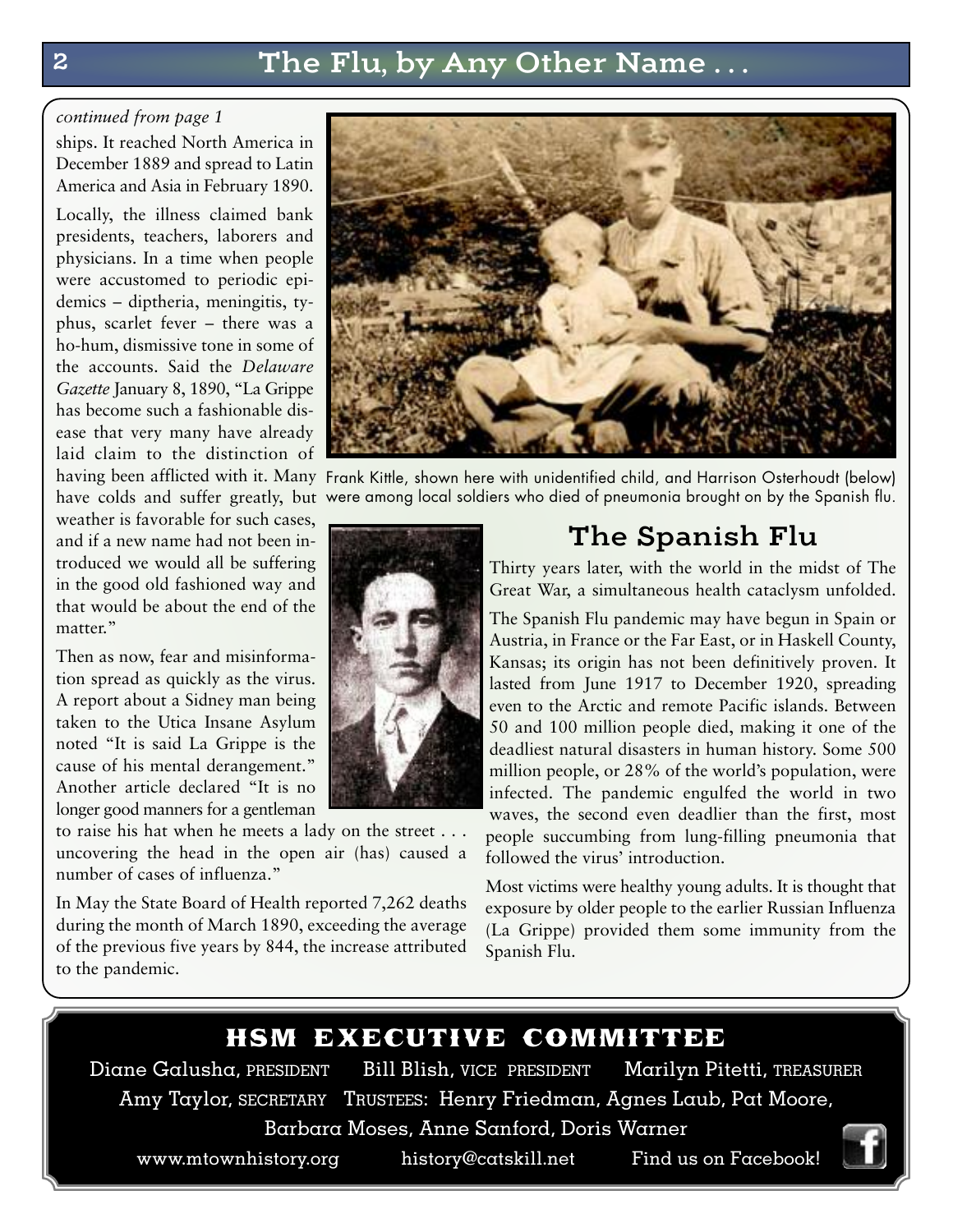# The Flu, by Any Other Name . . .

*continued from page 1*

ships. It reached North America in December 1889 and spread to Latin America and Asia in February 1890.

Locally, the illness claimed bank presidents, teachers, laborers and physicians. In a time when people were accustomed to periodic epidemics – diptheria, meningitis, typhus, scarlet fever – there was a ho-hum, dismissive tone in some of the accounts. Said the *Delaware Gazette* January 8, 1890, "La Grippe has become such a fashionable disease that very many have already laid claim to the distinction of having been afflicted with it. Many have colds and suffer greatly, but weather is favorable for such cases, and if a new name had not been introduced we would all be suffering in the good old fashioned way and that would be about the end of the matter."

Then as now, fear and misinformation spread as quickly as the virus. A report about a Sidney man being taken to the Utica Insane Asylum noted "It is said La Grippe is the cause of his mental derangement." Another article declared "It is no longer good manners for a gentleman to raise his hat when he meets a lady on the street . . . uncovering the head in the open air (has) caused a number of cases of influenza."

In May the State Board of Health reported 7,262 deaths during the month of March 1890, exceeding the average of the previous five years by 844, the increase attributed to the pandemic.

Frank Kittle, shown here with unidentified child, and Harrison Osterhoudt (below) were among local soldiers who died of pneumonia brought on by the Spanish flu.

## The Spanish Flu

Thirty years later, with the world in the midst of The Great War, a simultaneous health cataclysm unfolded.

The Spanish Flu pandemic may have begun in Spain or Austria, in France or the Far East, or in Haskell County, Kansas; its origin has not been definitively proven. It lasted from June 1917 to December 1920, spreading even to the Arctic and remote Pacific islands. Between 50 and 100 million people died, making it one of the deadliest natural disasters in human history. Some 500 million people, or 28% of the world's population, were infected. The pandemic engulfed the world in two waves, the second even deadlier than the first, most people succumbing from lung-filling pneumonia that followed the virus' introduction.

Most victims were healthy young adults. It is thought that exposure by older people to the earlier Russian Influenza (La Grippe) provided them some immunity from the Spanish Flu.

## HSM EXECUTIVE COMMITTEE

Diane Galusha, PRESIDENT   Bill Blish, VICE PRESIDENT   Marilyn Pitetti, TREASURER

Amy Taylor, SECRETARY   TRUSTEES: Henry Friedman, Agnes Laub, Pat Moore, Barbara Moses, Anne Sanford, Doris Warner

www.mtownhistory.org   history@catskill.net   Find us on Facebook!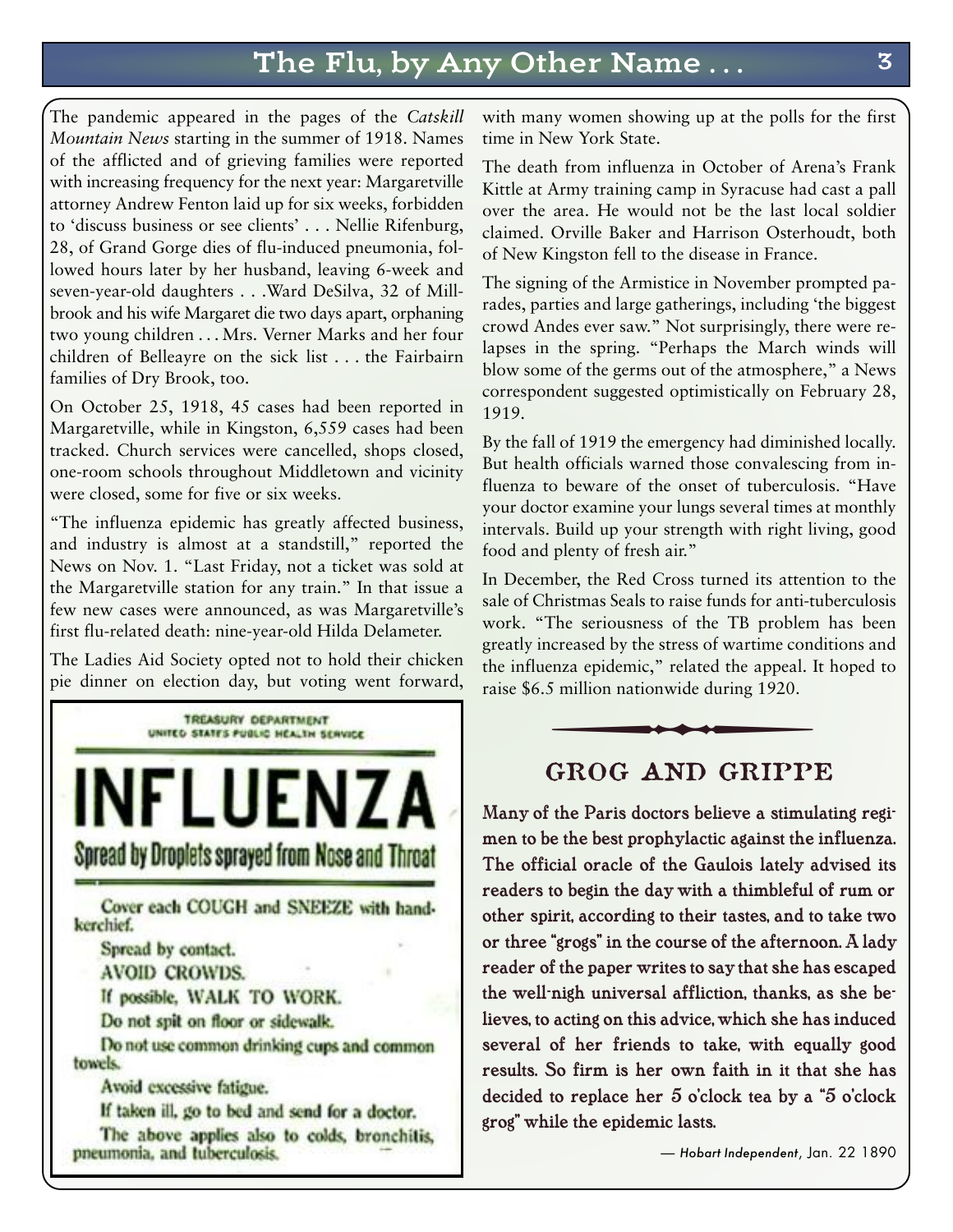# The Flu, by Any Other Name . . .

The pandemic appeared in the pages of the *Catskill Mountain News* starting in the summer of 1918. Names of the afflicted and of grieving families were reported with increasing frequency for the next year: Margaretville attorney Andrew Fenton laid up for six weeks, forbidden to 'discuss business or see clients' . . . Nellie Rifenburg, 28, of Grand Gorge dies of flu-induced pneumonia, followed hours later by her husband, leaving 6-week and seven-year-old daughters . . .Ward DeSilva, 32 of Millbrook and his wife Margaret die two days apart, orphaning two young children . . . Mrs. Verner Marks and her four children of Belleayre on the sick list . . . the Fairbairn families of Dry Brook, too.

On October 25, 1918, 45 cases had been reported in Margaretville, while in Kingston, 6,559 cases had been tracked. Church services were cancelled, shops closed, one-room schools throughout Middletown and vicinity were closed, some for five or six weeks.

"The influenza epidemic has greatly affected business, and industry is almost at a standstill," reported the News on Nov. 1. "Last Friday, not a ticket was sold at the Margaretville station for any train." In that issue a few new cases were announced, as was Margaretville's first flu-related death: nine-year-old Hilda Delameter.

The Ladies Aid Society opted not to hold their chicken pie dinner on election day, but voting went forward, with many women showing up at the polls for the first time in New York State.

The death from influenza in October of Arena's Frank Kittle at Army training camp in Syracuse had cast a pall over the area. He would not be the last local soldier claimed. Orville Baker and Harrison Osterhoudt, both of New Kingston fell to the disease in France.

The signing of the Armistice in November prompted parades, parties and large gatherings, including 'the biggest crowd Andes ever saw." Not surprisingly, there were relapses in the spring. "Perhaps the March winds will blow some of the germs out of the atmosphere," a News correspondent suggested optimistically on February 28, 1919.

By the fall of 1919 the emergency had diminished locally. But health officials warned those convalescing from influenza to beware of the onset of tuberculosis. "Have your doctor examine your lungs several times at monthly intervals. Build up your strength with right living, good food and plenty of fresh air."

In December, the Red Cross turned its attention to the sale of Christmas Seals to raise funds for anti-tuberculosis work. "The seriousness of the TB problem has been greatly increased by the stress of wartime conditions and the influenza epidemic," related the appeal. It hoped to raise $6.5 million nationwide during 1920.

TREASURY DEPARTMENT
UNITED STATES PUBLIC HEALTH SERVICE

**INFLUENZA**

**Spread by Droplets sprayed from Nose and Throat**

Cover each COUGH and SNEEZE with handkerchief.

Spread by contact.

AVOID CROWDS.

If possible, WALK TO WORK.

Do not spit on floor or sidewalk.

Do not use common drinking cups and common towels.

Avoid excessive fatigue.

If taken ill, go to bed and send for a doctor.

The above applies also to colds, bronchitis, pneumonia, and tuberculosis.

## GROG AND GRIPPE

**Many of the Paris doctors believe a stimulating regimen to be the best prophylactic against the influenza. The official oracle of the Gaulois lately advised its readers to begin the day with a thimbleful of rum or other spirit, according to their tastes, and to take two or three "grogs" in the course of the afternoon. A lady reader of the paper writes to say that she has escaped the well-nigh universal affliction, thanks, as she believes, to acting on this advice, which she has induced several of her friends to take, with equally good results. So firm is her own faith in it that she has decided to replace her 5 o'clock tea by a "5 o'clock grog" while the epidemic lasts.**

— *Hobart Independent*, Jan. 22 1890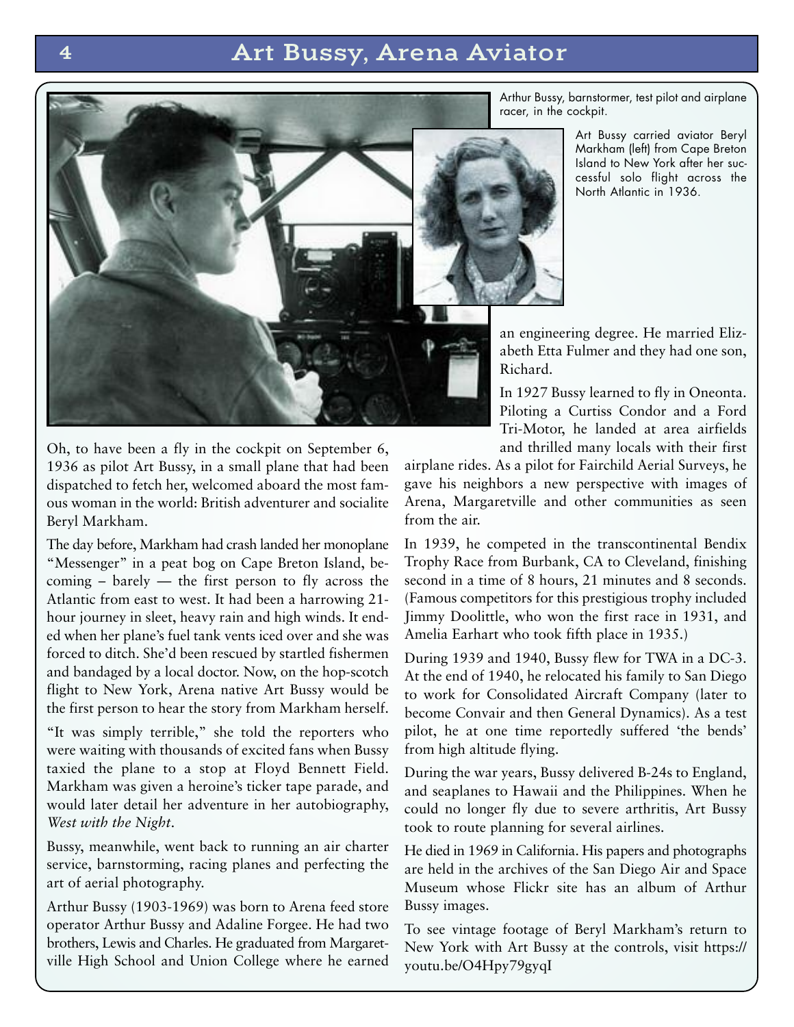# Art Bussy, Arena Aviator

Arthur Bussy, barnstormer, test pilot and airplane racer, in the cockpit.

Art Bussy carried aviator Beryl Markham (left) from Cape Breton Island to New York after her successful solo flight across the North Atlantic in 1936.

Oh, to have been a fly in the cockpit on September 6, 1936 as pilot Art Bussy, in a small plane that had been dispatched to fetch her, welcomed aboard the most famous woman in the world: British adventurer and socialite Beryl Markham.

The day before, Markham had crash landed her monoplane "Messenger" in a peat bog on Cape Breton Island, becoming – barely — the first person to fly across the Atlantic from east to west. It had been a harrowing 21-hour journey in sleet, heavy rain and high winds. It ended when her plane's fuel tank vents iced over and she was forced to ditch. She'd been rescued by startled fishermen and bandaged by a local doctor. Now, on the hop-scotch flight to New York, Arena native Art Bussy would be the first person to hear the story from Markham herself.

"It was simply terrible," she told the reporters who were waiting with thousands of excited fans when Bussy taxied the plane to a stop at Floyd Bennett Field. Markham was given a heroine's ticker tape parade, and would later detail her adventure in her autobiography, *West with the Night*.

Bussy, meanwhile, went back to running an air charter service, barnstorming, racing planes and perfecting the art of aerial photography.

Arthur Bussy (1903-1969) was born to Arena feed store operator Arthur Bussy and Adaline Forgee. He had two brothers, Lewis and Charles. He graduated from Margaretville High School and Union College where he earned an engineering degree. He married Elizabeth Etta Fulmer and they had one son, Richard.

In 1927 Bussy learned to fly in Oneonta. Piloting a Curtiss Condor and a Ford Tri-Motor, he landed at area airfields and thrilled many locals with their first airplane rides. As a pilot for Fairchild Aerial Surveys, he gave his neighbors a new perspective with images of Arena, Margaretville and other communities as seen from the air.

In 1939, he competed in the transcontinental Bendix Trophy Race from Burbank, CA to Cleveland, finishing second in a time of 8 hours, 21 minutes and 8 seconds. (Famous competitors for this prestigious trophy included Jimmy Doolittle, who won the first race in 1931, and Amelia Earhart who took fifth place in 1935.)

During 1939 and 1940, Bussy flew for TWA in a DC-3. At the end of 1940, he relocated his family to San Diego to work for Consolidated Aircraft Company (later to become Convair and then General Dynamics). As a test pilot, he at one time reportedly suffered 'the bends' from high altitude flying.

During the war years, Bussy delivered B-24s to England, and seaplanes to Hawaii and the Philippines. When he could no longer fly due to severe arthritis, Art Bussy took to route planning for several airlines.

He died in 1969 in California. His papers and photographs are held in the archives of the San Diego Air and Space Museum whose Flickr site has an album of Arthur Bussy images.

To see vintage footage of Beryl Markham's return to New York with Art Bussy at the controls, visit https://youtu.be/O4Hpy79gyqI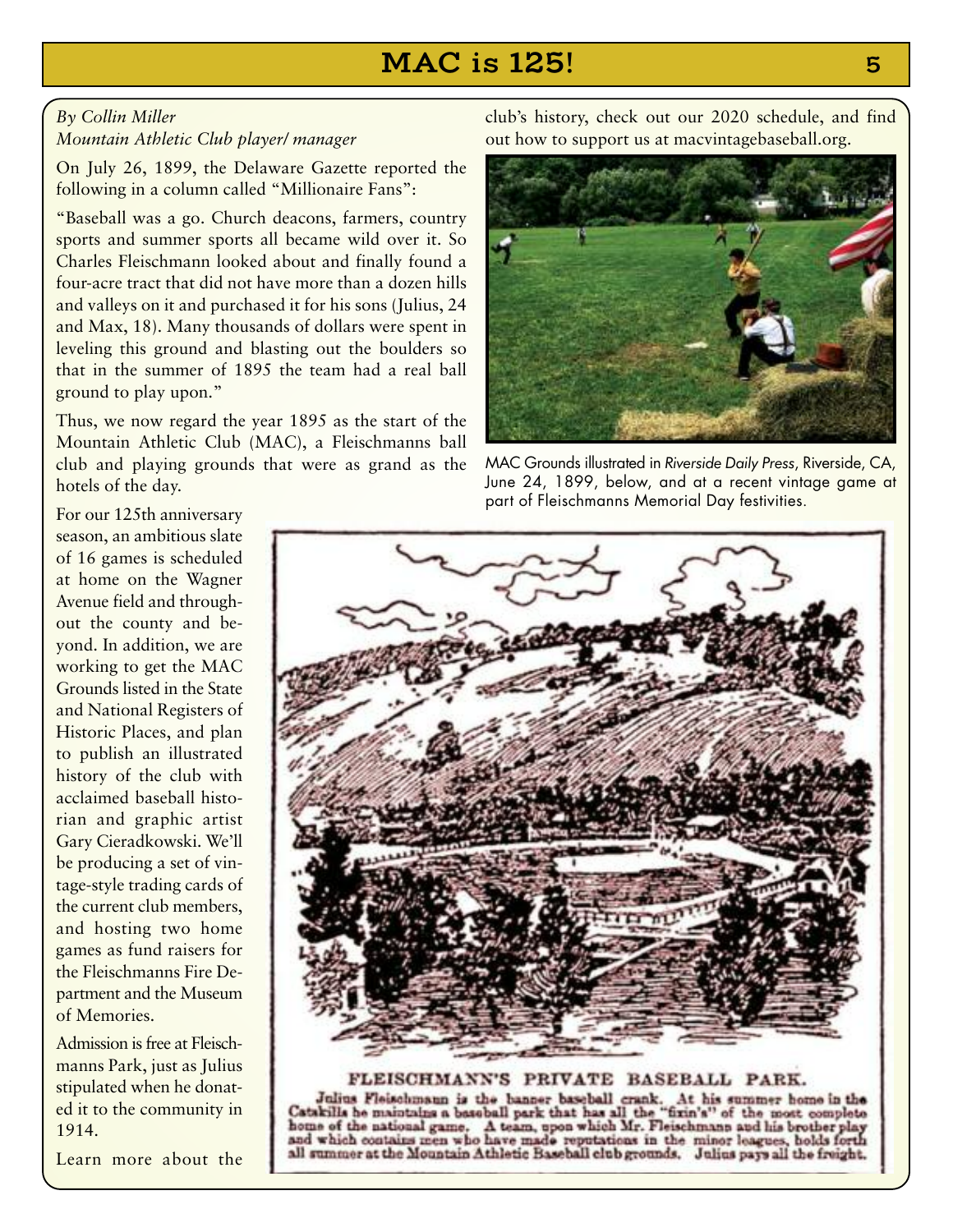# MAC is 125!

*By Collin Miller*
*Mountain Athletic Club player/ manager*

On July 26, 1899, the Delaware Gazette reported the following in a column called "Millionaire Fans":

"Baseball was a go. Church deacons, farmers, country sports and summer sports all became wild over it. So Charles Fleischmann looked about and finally found a four-acre tract that did not have more than a dozen hills and valleys on it and purchased it for his sons (Julius, 24 and Max, 18). Many thousands of dollars were spent in leveling this ground and blasting out the boulders so that in the summer of 1895 the team had a real ball ground to play upon."

Thus, we now regard the year 1895 as the start of the Mountain Athletic Club (MAC), a Fleischmanns ball club and playing grounds that were as grand as the hotels of the day.

For our 125th anniversary season, an ambitious slate of 16 games is scheduled at home on the Wagner Avenue field and throughout the county and beyond. In addition, we are working to get the MAC Grounds listed in the State and National Registers of Historic Places, and plan to publish an illustrated history of the club with acclaimed baseball historian and graphic artist Gary Cieradkowski. We'll be producing a set of vintage-style trading cards of the current club members, and hosting two home games as fund raisers for the Fleischmanns Fire Department and the Museum of Memories.

Admission is free at Fleischmanns Park, just as Julius stipulated when he donated it to the community in 1914.

Learn more about the club's history, check out our 2020 schedule, and find out how to support us at macvintagebaseball.org.

MAC Grounds illustrated in *Riverside Daily Press*, Riverside, CA, June 24, 1899, below, and at a recent vintage game at part of Fleischmanns Memorial Day festivities.

**FLEISCHMANN'S PRIVATE BASEBALL PARK.**

Julius Fleischmann is the banner baseball crank. At his summer home in the Catskills he maintains a baseball park that has all the "fixin's" of the most complete home of the national game. A team, upon which Mr. Fleischmann and his brother play and which contains men who have made reputations in the minor leagues, holds forth all summer at the Mountain Athletic Baseball club grounds. Julius pays all the freight.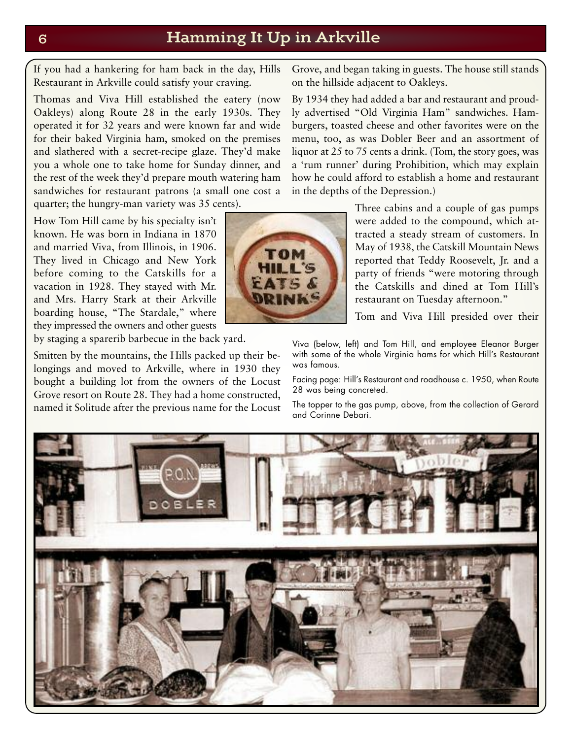# Hamming It Up in Arkville

If you had a hankering for ham back in the day, Hills Restaurant in Arkville could satisfy your craving.

Thomas and Viva Hill established the eatery (now Oakleys) along Route 28 in the early 1930s. They operated it for 32 years and were known far and wide for their baked Virginia ham, smoked on the premises and slathered with a secret-recipe glaze. They'd make you a whole one to take home for Sunday dinner, and the rest of the week they'd prepare mouth watering ham sandwiches for restaurant patrons (a small one cost a quarter; the hungry-man variety was 35 cents).

How Tom Hill came by his specialty isn't known. He was born in Indiana in 1870 and married Viva, from Illinois, in 1906. They lived in Chicago and New York before coming to the Catskills for a vacation in 1928. They stayed with Mr. and Mrs. Harry Stark at their Arkville boarding house, "The Stardale," where they impressed the owners and other guests by staging a sparerib barbecue in the back yard.

Smitten by the mountains, the Hills packed up their belongings and moved to Arkville, where in 1930 they bought a building lot from the owners of the Locust Grove resort on Route 28. They had a home constructed, named it Solitude after the previous name for the Locust Grove, and began taking in guests. The house still stands on the hillside adjacent to Oakleys.

By 1934 they had added a bar and restaurant and proudly advertised "Old Virginia Ham" sandwiches. Hamburgers, toasted cheese and other favorites were on the menu, too, as was Dobler Beer and an assortment of liquor at 25 to 75 cents a drink. (Tom, the story goes, was a 'rum runner' during Prohibition, which may explain how he could afford to establish a home and restaurant in the depths of the Depression.)

Three cabins and a couple of gas pumps were added to the compound, which attracted a steady stream of customers. In May of 1938, the Catskill Mountain News reported that Teddy Roosevelt, Jr. and a party of friends "were motoring through the Catskills and dined at Tom Hill's restaurant on Tuesday afternoon."

Tom and Viva Hill presided over their

Viva (below, left) and Tom Hill, and employee Eleanor Burger with some of the whole Virginia hams for which Hill's Restaurant was famous.

Facing page: Hill's Restaurant and roadhouse c. 1950, when Route 28 was being concreted.

The topper to the gas pump, above, from the collection of Gerard and Corinne Debari.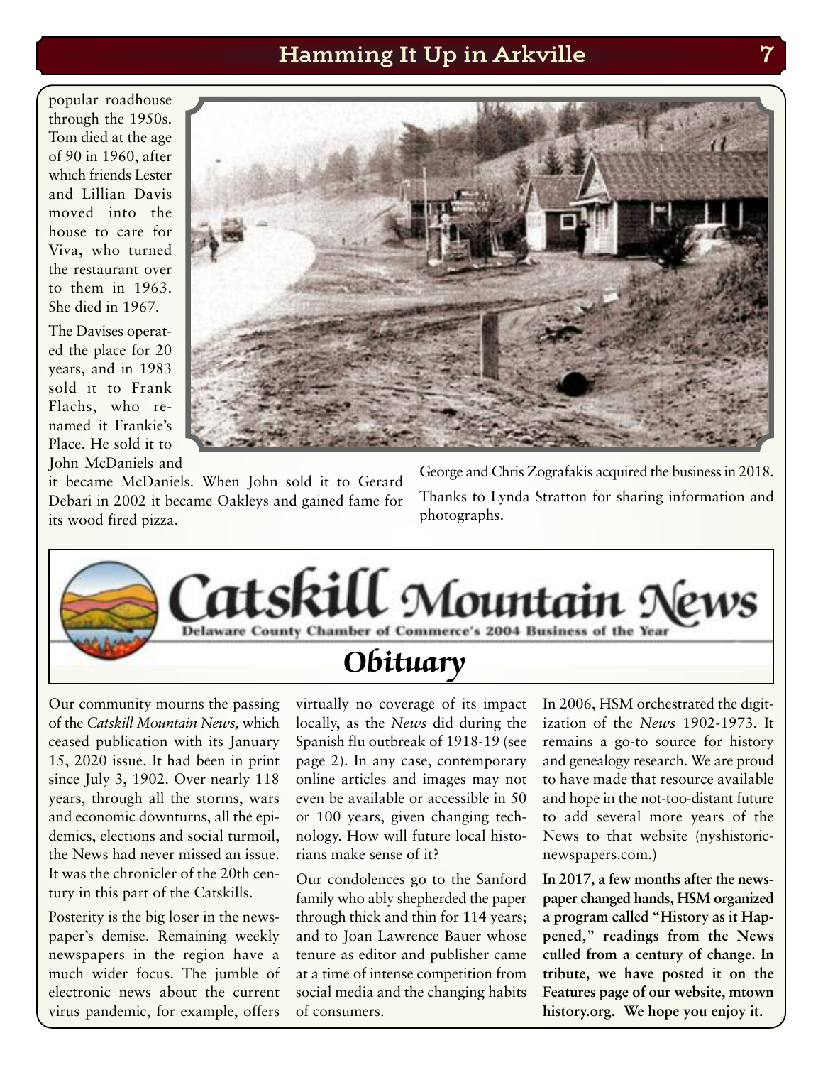popular roadhouse through the 1950s. Tom died at the age of 90 in 1960, after which friends Lester and Lillian Davis moved into the house to care for Viva, who turned the restaurant over to them in 1963. She died in 1967.

The Davises operated the place for 20 years, and in 1983 sold it to Frank Flachs, who renamed it Frankie's Place. He sold it to John McDaniels and it became McDaniels. When John sold it to Gerard Debari in 2002 it became Oakleys and gained fame for its wood fired pizza.

George and Chris Zografakis acquired the business in 2018.

Thanks to Lynda Stratton for sharing information and photographs.

# Catskill Mountain News

**Delaware County Chamber of Commerce's 2004 Business of the Year**

## *Obituary*

Our community mourns the passing of the *Catskill Mountain News,* which ceased publication with its January 15, 2020 issue. It had been in print since July 3, 1902. Over nearly 118 years, through all the storms, wars and economic downturns, all the epidemics, elections and social turmoil, the News had never missed an issue. It was the chronicler of the 20th century in this part of the Catskills.

Posterity is the big loser in the newspaper's demise. Remaining weekly newspapers in the region have a much wider focus. The jumble of electronic news about the current virus pandemic, for example, offers virtually no coverage of its impact locally, as the *News* did during the Spanish flu outbreak of 1918-19 (see page 2). In any case, contemporary online articles and images may not even be available or accessible in 50 or 100 years, given changing technology. How will future local historians make sense of it?

Our condolences go to the Sanford family who ably shepherded the paper through thick and thin for 114 years; and to Joan Lawrence Bauer whose tenure as editor and publisher came at a time of intense competition from social media and the changing habits of consumers.

In 2006, HSM orchestrated the digitization of the *News* 1902-1973. It remains a go-to source for history and genealogy research. We are proud to have made that resource available and hope in the not-too-distant future to add several more years of the News to that website (nyshistoricnewspapers.com.)

**In 2017, a few months after the newspaper changed hands, HSM organized a program called "History as it Happened," readings from the News culled from a century of change. In tribute, we have posted it on the Features page of our website, mtownhistory.org. We hope you enjoy it.**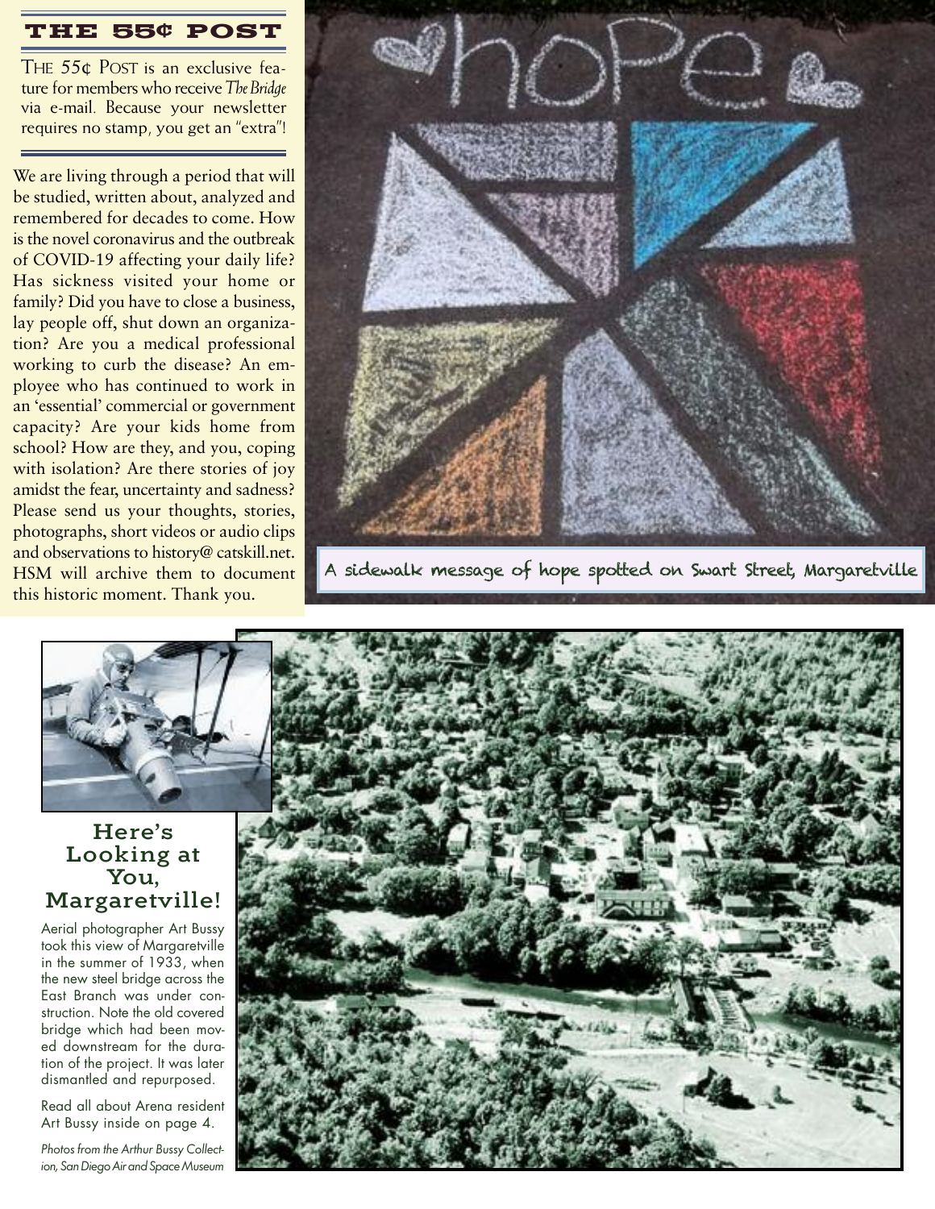## THE 55¢ POST

THE 55¢ POST is an exclusive feature for members who receive *The Bridge* via e-mail. Because your newsletter requires no stamp, you get an "extra"!

We are living through a period that will be studied, written about, analyzed and remembered for decades to come. How is the novel coronavirus and the outbreak of COVID-19 affecting your daily life? Has sickness visited your home or family? Did you have to close a business, lay people off, shut down an organization? Are you a medical professional working to curb the disease? An employee who has continued to work in an 'essential' commercial or government capacity? Are your kids home from school? How are they, and you, coping with isolation? Are there stories of joy amidst the fear, uncertainty and sadness? Please send us your thoughts, stories, photographs, short videos or audio clips and observations to history@ catskill.net. HSM will archive them to document this historic moment. Thank you.

A sidewalk message of hope spotted on Swart Street, Margaretville

## Here's Looking at You, Margaretville!

Aerial photographer Art Bussy took this view of Margaretville in the summer of 1933, when the new steel bridge across the East Branch was under construction. Note the old covered bridge which had been moved downstream for the duration of the project. It was later dismantled and repurposed.

Read all about Arena resident Art Bussy inside on page 4.

*Photos from the Arthur Bussy Collection, San Diego Air and Space Museum*